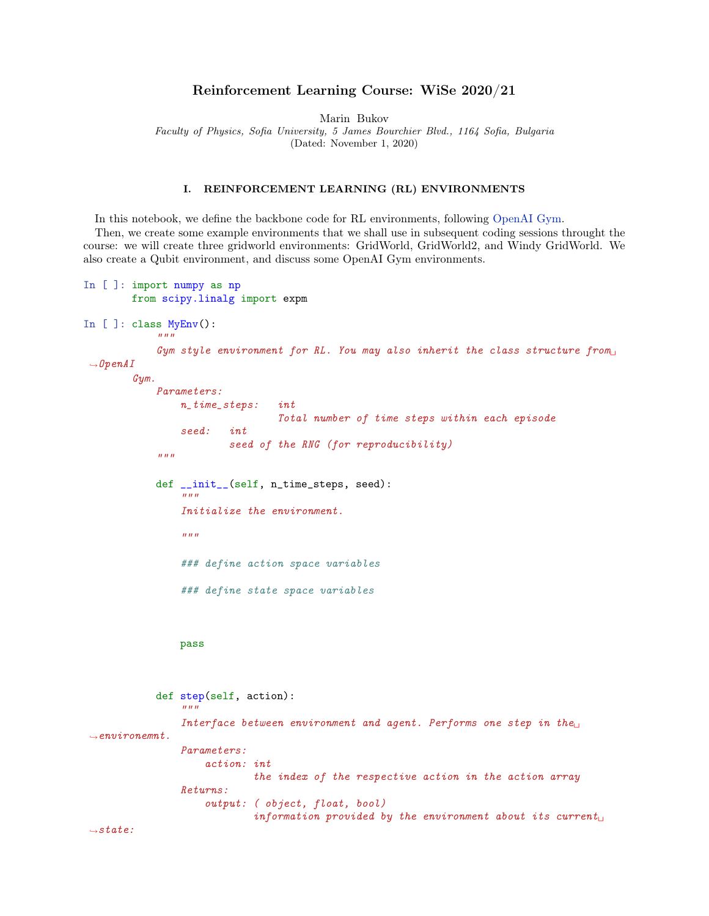# Reinforcement Learning Course: WiSe 2020/21

Marin Bukov

*Faculty of Physics, Sofia University, 5 James Bourchier Blvd., 1164 Sofia, Bulgaria*

(Dated: November 1, 2020)

## I. REINFORCEMENT LEARNING (RL) ENVIRONMENTS

In this notebook, we define the backbone code for RL environments, following OpenAI Gym.

Then, we create some example environments that we shall use in subsequent coding sessions throught the course: we will create three gridworld environments: GridWorld, GridWorld2, and Windy GridWorld. We also create a Qubit environment, and discuss some OpenAI Gym environments.

In [ ]:
```
import numpy as np
from scipy.linalg import expm
```

In [ ]:
```
class MyEnv():
    """
    Gym style environment for RL. You may also inherit the class structure from OpenAI
Gym.
    Parameters:
        n_time_steps:   int
                        Total number of time steps within each episode
        seed:   int
                seed of the RNG (for reproducibility)
    """

    def __init__(self, n_time_steps, seed):
        """
        Initialize the environment.

        """

        ### define action space variables

        ### define state space variables



        pass



    def step(self, action):
        """
        Interface between environment and agent. Performs one step in the environemnt.
        Parameters:
            action: int
                    the index of the respective action in the action array
        Returns:
            output: ( object, float, bool)
                    information provided by the environment about its current state:
```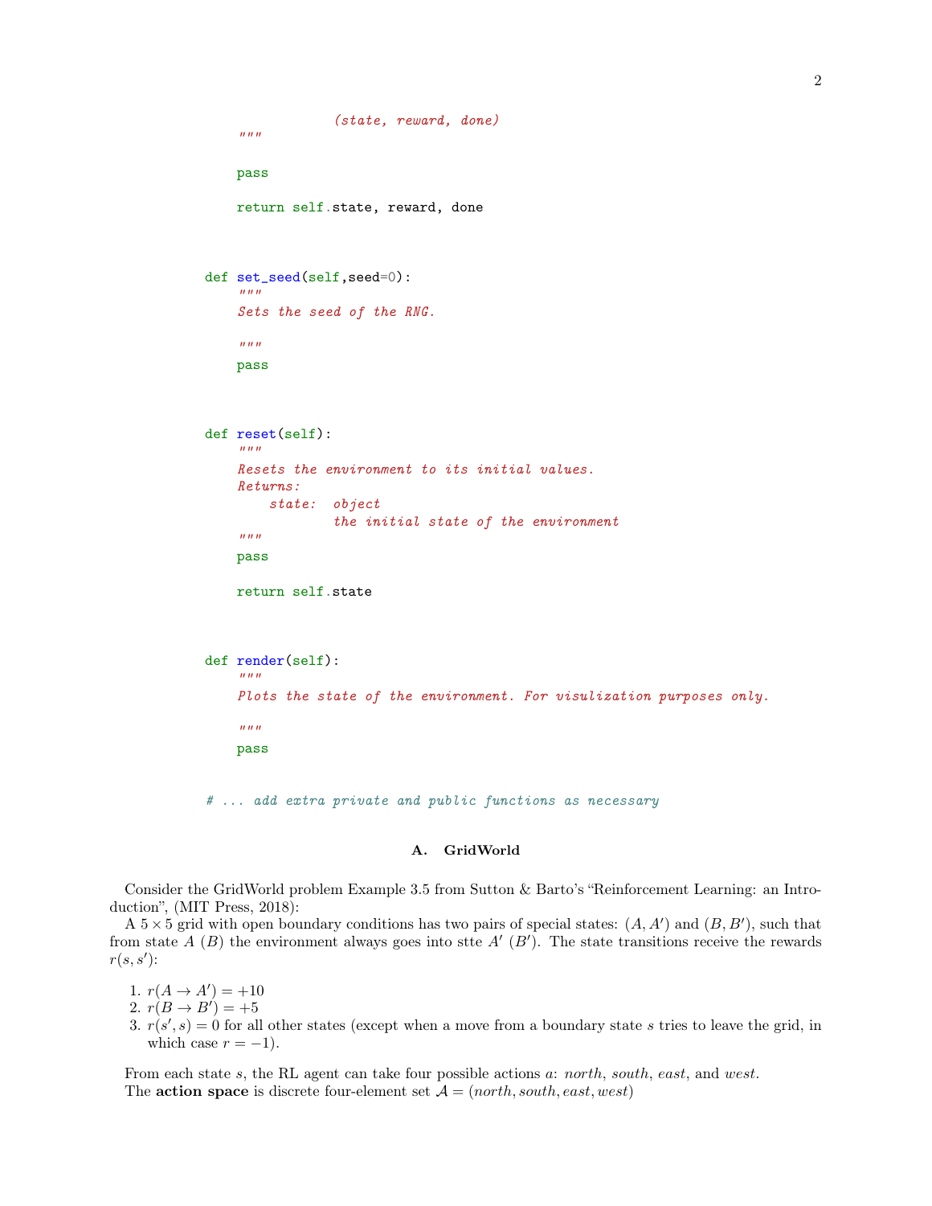```
                (state, reward, done)
        """

        pass

        return self.state, reward, done



    def set_seed(self,seed=0):
        """
        Sets the seed of the RNG.

        """
        pass



    def reset(self):
        """
        Resets the environment to its initial values.
        Returns:
            state:  object
                    the initial state of the environment
        """
        pass

        return self.state



    def render(self):
        """
        Plots the state of the environment. For visulization purposes only.

        """
        pass


    # ... add extra private and public functions as necessary
```

## A. GridWorld

Consider the GridWorld problem Example 3.5 from Sutton & Barto's "Reinforcement Learning: an Introduction", (MIT Press, 2018):

A $5 \times 5$ grid with open boundary conditions has two pairs of special states: $(A, A')$ and $(B, B')$, such that from state $A$ ($B$) the environment always goes into stte $A'$ ($B'$). The state transitions receive the rewards $r(s, s')$:

1. $r(A \to A') = +10$
2. $r(B \to B') = +5$
3. $r(s', s) = 0$ for all other states (except when a move from a boundary state $s$ tries to leave the grid, in which case $r = -1$).

From each state $s$, the RL agent can take four possible actions $a$: *north*, *south*, *east*, and *west*.

The **action space** is discrete four-element set $\mathcal{A} = (north, south, east, west)$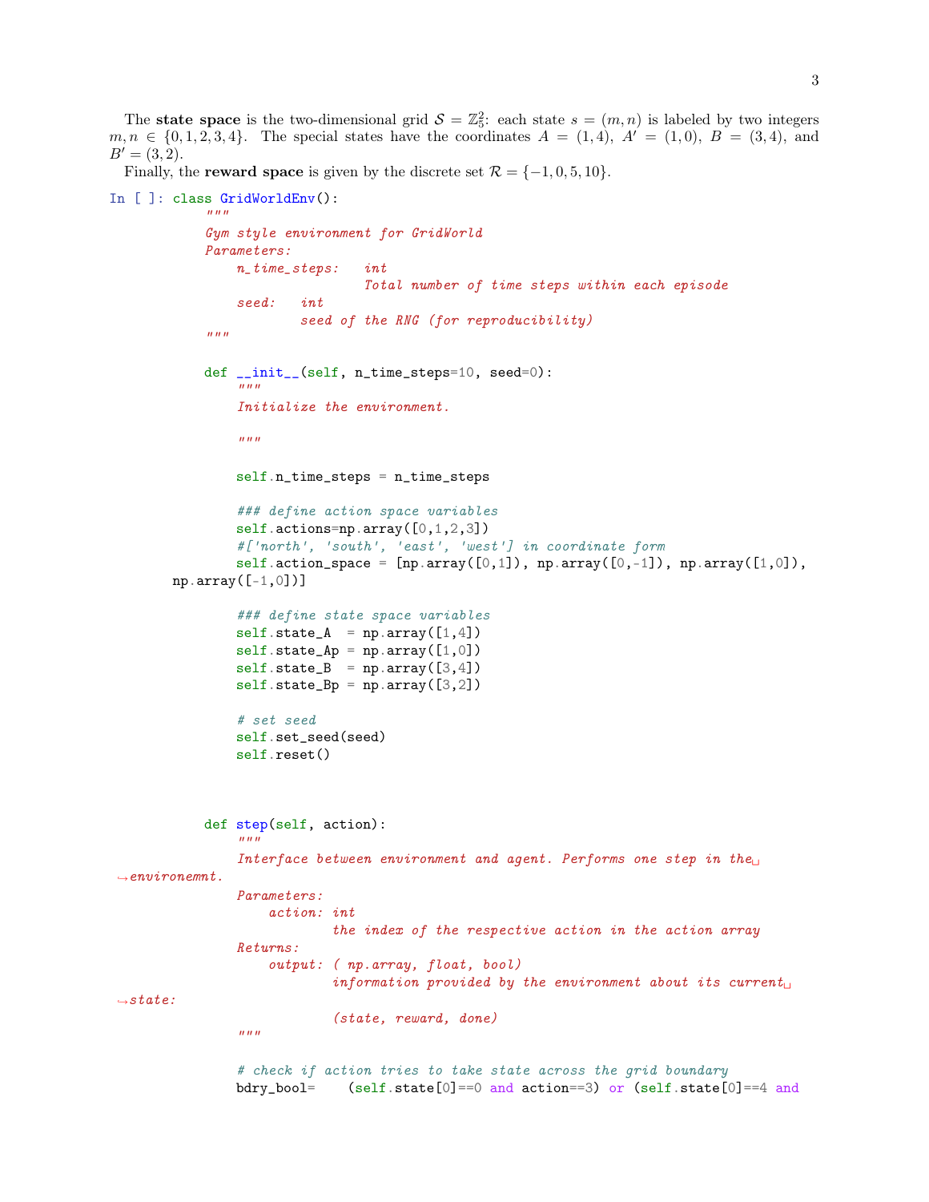The **state space** is the two-dimensional grid $\mathcal{S} = \mathbb{Z}_5^2$: each state $s = (m, n)$ is labeled by two integers $m, n \in \{0, 1, 2, 3, 4\}$. The special states have the coordinates $A = (1, 4)$, $A' = (1, 0)$, $B = (3, 4)$, and $B' = (3, 2)$.

Finally, the **reward space** is given by the discrete set $\mathcal{R} = \{-1, 0, 5, 10\}$.

```
In [ ]: class GridWorldEnv():
            """
            Gym style environment for GridWorld
            Parameters:
                n_time_steps:   int
                                Total number of time steps within each episode
                seed:   int
                        seed of the RNG (for reproducibility)
            """

            def __init__(self, n_time_steps=10, seed=0):
                """
                Initialize the environment.

                """

                self.n_time_steps = n_time_steps

                ### define action space variables
                self.actions=np.array([0,1,2,3])
                #['north', 'south', 'east', 'west'] in coordinate form
                self.action_space = [np.array([0,1]), np.array([0,-1]), np.array([1,0]),
        np.array([-1,0])]

                ### define state space variables
                self.state_A  = np.array([1,4])
                self.state_Ap = np.array([1,0])
                self.state_B  = np.array([3,4])
                self.state_Bp = np.array([3,2])

                # set seed
                self.set_seed(seed)
                self.reset()



            def step(self, action):
                """
                Interface between environment and agent. Performs one step in the␣
 ↪environemnt.
                Parameters:
                    action: int
                            the index of the respective action in the action array
                Returns:
                    output: ( np.array, float, bool)
                            information provided by the environment about its current␣
 ↪state:
                            (state, reward, done)
                """

                # check if action tries to take state across the grid boundary
                bdry_bool=    (self.state[0]==0 and action==3) or (self.state[0]==4 and
```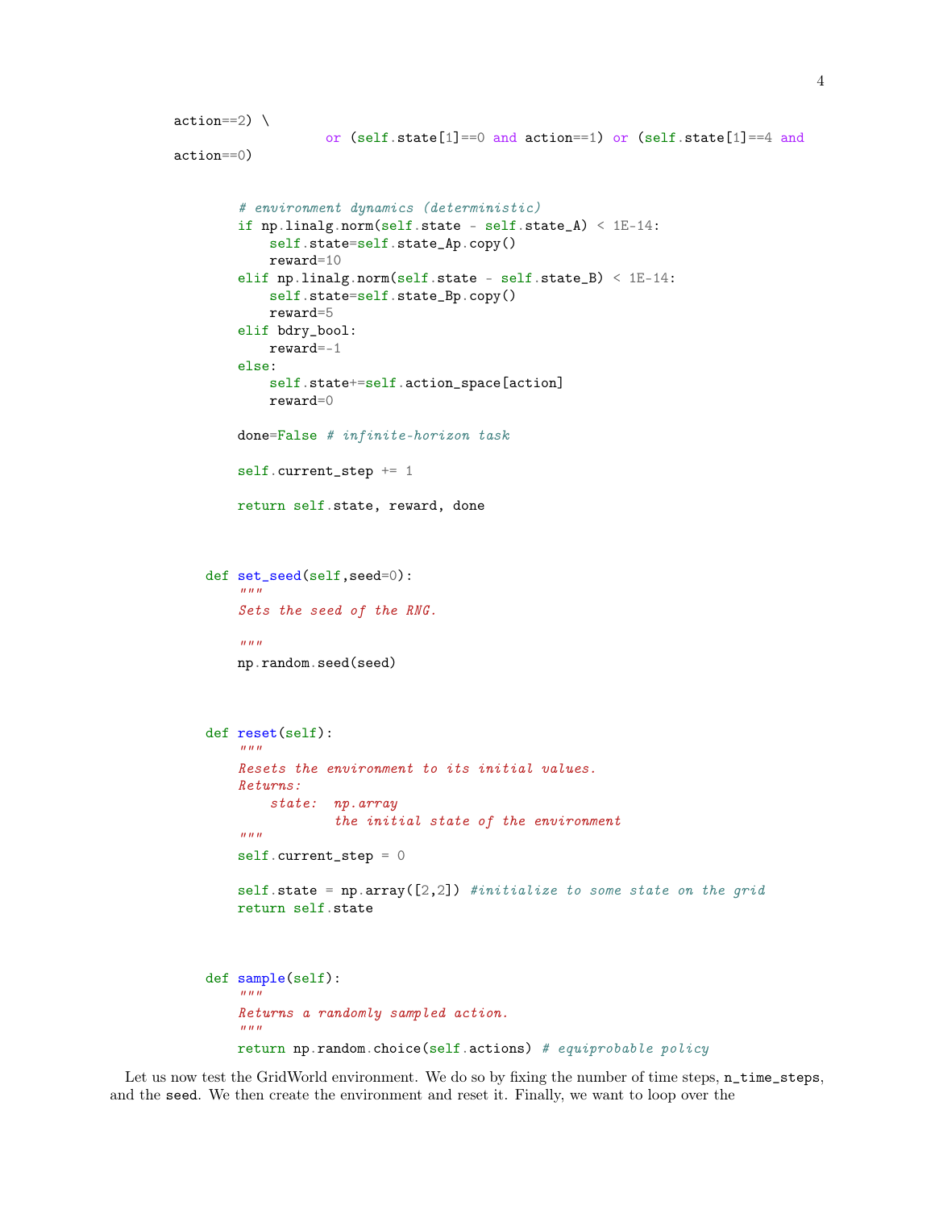```python
action==2) \
                   or (self.state[1]==0 and action==1) or (self.state[1]==4 and
action==0)


        # environment dynamics (deterministic)
        if np.linalg.norm(self.state - self.state_A) < 1E-14:
            self.state=self.state_Ap.copy()
            reward=10
        elif np.linalg.norm(self.state - self.state_B) < 1E-14:
            self.state=self.state_Bp.copy()
            reward=5
        elif bdry_bool:
            reward=-1
        else:
            self.state+=self.action_space[action]
            reward=0

        done=False # infinite-horizon task

        self.current_step += 1

        return self.state, reward, done



    def set_seed(self,seed=0):
        """
        Sets the seed of the RNG.

        """
        np.random.seed(seed)



    def reset(self):
        """
        Resets the environment to its initial values.
        Returns:
            state:  np.array
                    the initial state of the environment
        """
        self.current_step = 0

        self.state = np.array([2,2]) #initialize to some state on the grid
        return self.state



    def sample(self):
        """
        Returns a randomly sampled action.
        """
        return np.random.choice(self.actions) # equiprobable policy
```

Let us now test the GridWorld environment. We do so by fixing the number of time steps, `n_time_steps`, and the `seed`. We then create the environment and reset it. Finally, we want to loop over the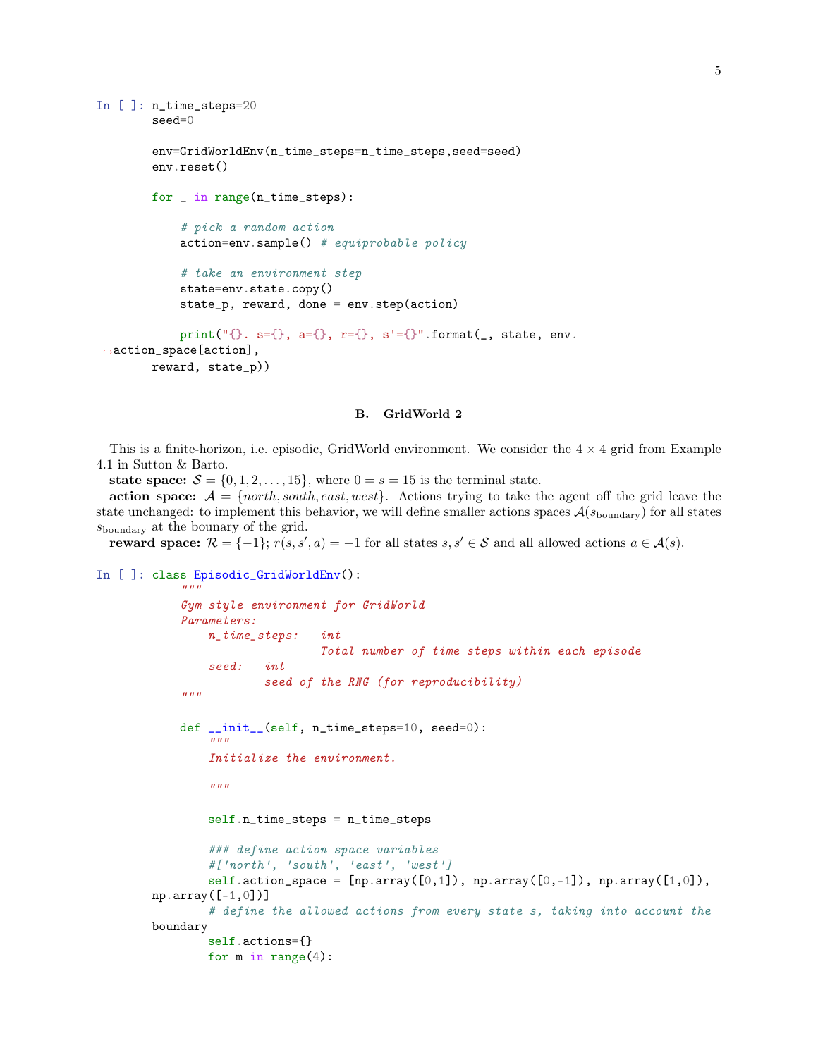```
In [ ]: n_time_steps=20
        seed=0

        env=GridWorldEnv(n_time_steps=n_time_steps,seed=seed)
        env.reset()

        for _ in range(n_time_steps):

            # pick a random action
            action=env.sample() # equiprobable policy

            # take an environment step
            state=env.state.copy()
            state_p, reward, done = env.step(action)

            print("{}. s={}, a={}, r={}, s'={}".format(_, state, env.
 ↪action_space[action],
        reward, state_p))
```

### B. GridWorld 2

This is a finite-horizon, i.e. episodic, GridWorld environment. We consider the $4 \times 4$ grid from Example 4.1 in Sutton & Barto.

**state space:** $\mathcal{S} = \{0, 1, 2, \ldots, 15\}$, where $0 = s = 15$ is the terminal state.

**action space:** $\mathcal{A} = \{north, south, east, west\}$. Actions trying to take the agent off the grid leave the state unchanged: to implement this behavior, we will define smaller actions spaces $\mathcal{A}(s_{\text{boundary}})$ for all states $s_{\text{boundary}}$ at the bounary of the grid.

**reward space:** $\mathcal{R} = \{-1\}$; $r(s, s', a) = -1$ for all states $s, s' \in \mathcal{S}$ and all allowed actions $a \in \mathcal{A}(s)$.

```
In [ ]: class Episodic_GridWorldEnv():
            """
            Gym style environment for GridWorld
            Parameters:
                n_time_steps:   int
                                Total number of time steps within each episode
                seed:   int
                        seed of the RNG (for reproducibility)
            """

            def __init__(self, n_time_steps=10, seed=0):
                """
                Initialize the environment.

                """

                self.n_time_steps = n_time_steps

                ### define action space variables
                #['north', 'south', 'east', 'west']
                self.action_space = [np.array([0,1]), np.array([0,-1]), np.array([1,0]),
        np.array([-1,0])]
                # define the allowed actions from every state s, taking into account the
        boundary
                self.actions={}
                for m in range(4):
```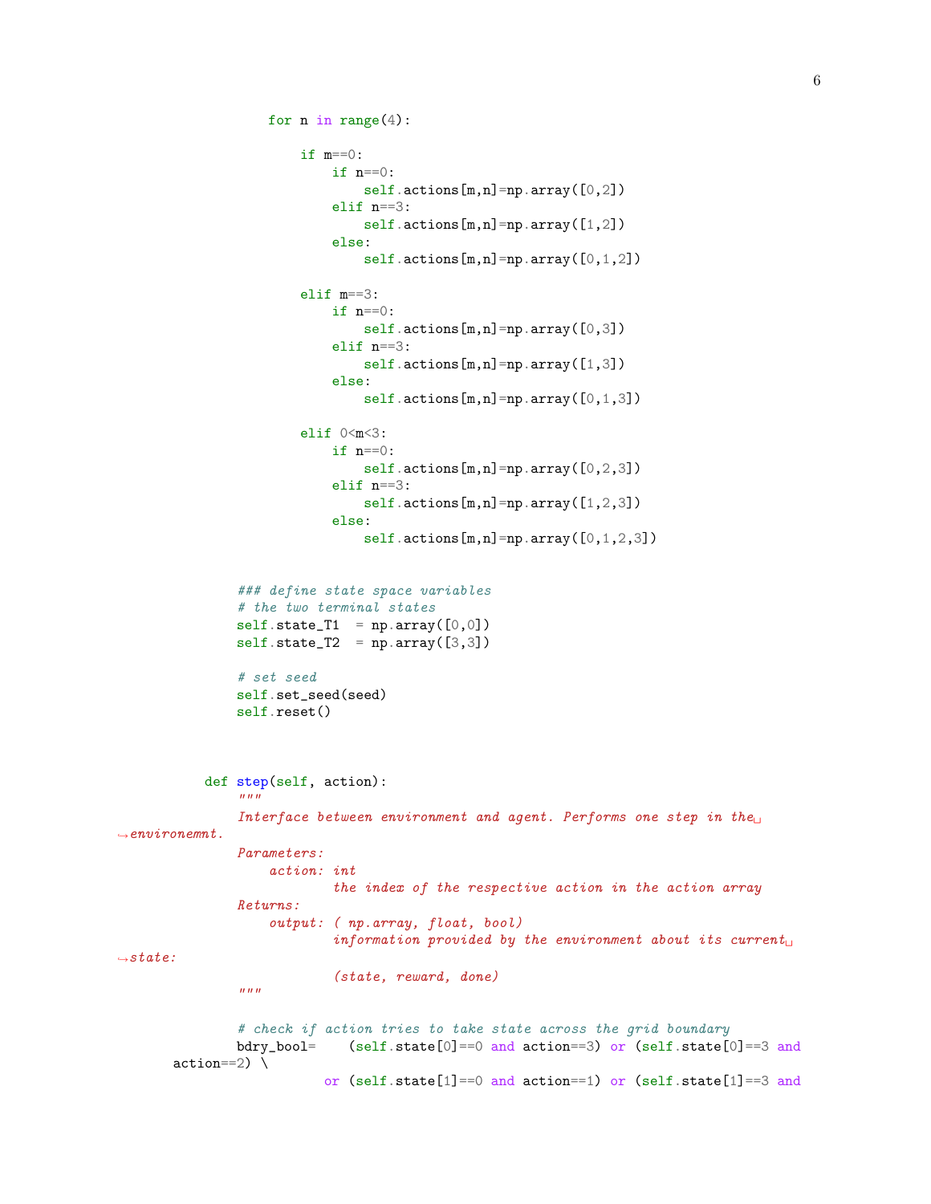```python
            for n in range(4):

                if m==0:
                    if n==0:
                        self.actions[m,n]=np.array([0,2])
                    elif n==3:
                        self.actions[m,n]=np.array([1,2])
                    else:
                        self.actions[m,n]=np.array([0,1,2])

                elif m==3:
                    if n==0:
                        self.actions[m,n]=np.array([0,3])
                    elif n==3:
                        self.actions[m,n]=np.array([1,3])
                    else:
                        self.actions[m,n]=np.array([0,1,3])

                elif 0<m<3:
                    if n==0:
                        self.actions[m,n]=np.array([0,2,3])
                    elif n==3:
                        self.actions[m,n]=np.array([1,2,3])
                    else:
                        self.actions[m,n]=np.array([0,1,2,3])


        ### define state space variables
        # the two terminal states
        self.state_T1  = np.array([0,0])
        self.state_T2  = np.array([3,3])

        # set seed
        self.set_seed(seed)
        self.reset()



    def step(self, action):
        """
        Interface between environment and agent. Performs one step in the environemnt.
        Parameters:
            action: int
                    the index of the respective action in the action array
        Returns:
            output: ( np.array, float, bool)
                    information provided by the environment about its current state:
                    (state, reward, done)
        """

        # check if action tries to take state across the grid boundary
        bdry_bool=    (self.state[0]==0 and action==3) or (self.state[0]==3 and action==2) \
                   or (self.state[1]==0 and action==1) or (self.state[1]==3 and
```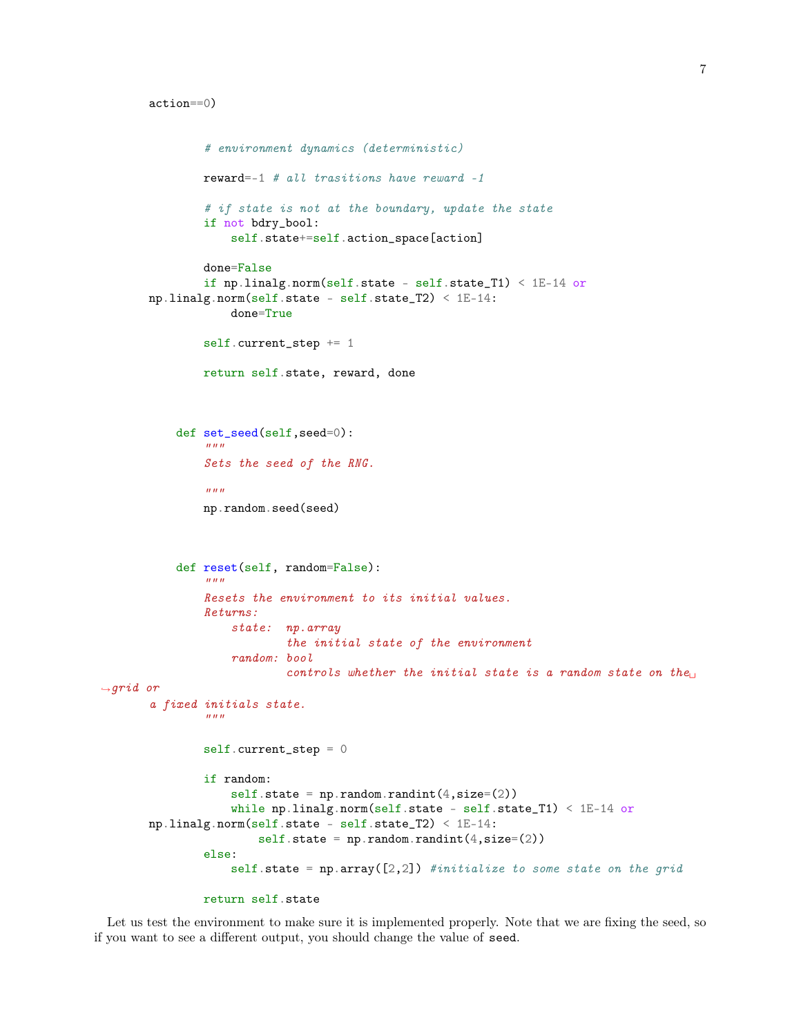```python
action==0)


            # environment dynamics (deterministic)

            reward=-1 # all trasitions have reward -1

            # if state is not at the boundary, update the state
            if not bdry_bool:
                self.state+=self.action_space[action]

            done=False
            if np.linalg.norm(self.state - self.state_T1) < 1E-14 or
        np.linalg.norm(self.state - self.state_T2) < 1E-14:
                done=True

            self.current_step += 1

            return self.state, reward, done



        def set_seed(self,seed=0):
            """
            Sets the seed of the RNG.

            """
            np.random.seed(seed)



        def reset(self, random=False):
            """
            Resets the environment to its initial values.
            Returns:
                state:  np.array
                        the initial state of the environment
                random: bool
                        controls whether the initial state is a random state on the
 →grid or
        a fixed initials state.
            """

            self.current_step = 0

            if random:
                self.state = np.random.randint(4,size=(2))
                while np.linalg.norm(self.state - self.state_T1) < 1E-14 or
        np.linalg.norm(self.state - self.state_T2) < 1E-14:
                    self.state = np.random.randint(4,size=(2))
            else:
                self.state = np.array([2,2]) #initialize to some state on the grid

            return self.state
```

Let us test the environment to make sure it is implemented properly. Note that we are fixing the seed, so if you want to see a different output, you should change the value of `seed`.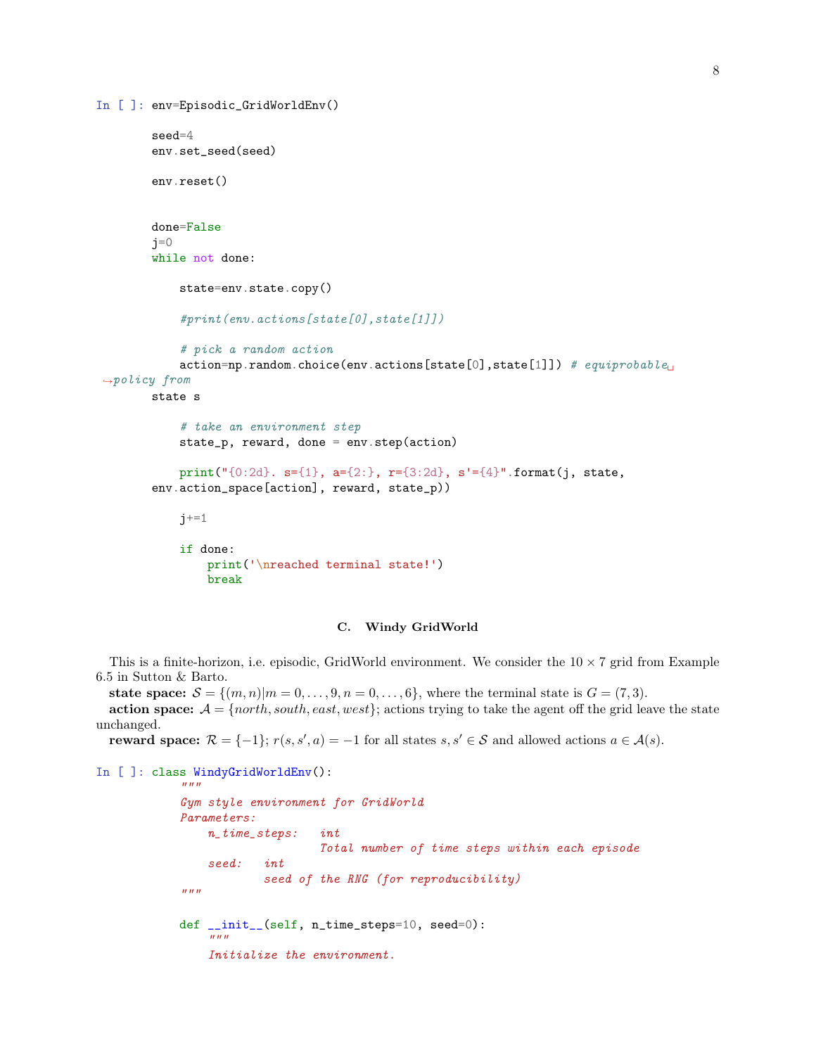```python
In [ ]: env=Episodic_GridWorldEnv()

        seed=4
        env.set_seed(seed)

        env.reset()


        done=False
        j=0
        while not done:

            state=env.state.copy()

            #print(env.actions[state[0],state[1]])

            # pick a random action
            action=np.random.choice(env.actions[state[0],state[1]]) # equiprobable policy from state s

            # take an environment step
            state_p, reward, done = env.step(action)

            print("{0:2d}. s={1}, a={2:}, r={3:2d}, s'={4}".format(j, state, env.action_space[action], reward, state_p))

            j+=1

            if done:
                print('\nreached terminal state!')
                break
```

## C. Windy GridWorld

This is a finite-horizon, i.e. episodic, GridWorld environment. We consider the $10 \times 7$ grid from Example 6.5 in Sutton & Barto.

**state space:** $\mathcal{S} = \{(m, n) | m = 0, \ldots, 9, n = 0, \ldots, 6\}$, where the terminal state is $G = (7, 3)$.

**action space:** $\mathcal{A} = \{north, south, east, west\}$; actions trying to take the agent off the grid leave the state unchanged.

**reward space:** $\mathcal{R} = \{-1\}$; $r(s, s', a) = -1$ for all states $s, s' \in \mathcal{S}$ and allowed actions $a \in \mathcal{A}(s)$.

```python
In [ ]: class WindyGridWorldEnv():
            """
            Gym style environment for GridWorld
            Parameters:
                n_time_steps:   int
                                Total number of time steps within each episode
                seed:   int
                        seed of the RNG (for reproducibility)
            """

            def __init__(self, n_time_steps=10, seed=0):
                """
                Initialize the environment.
```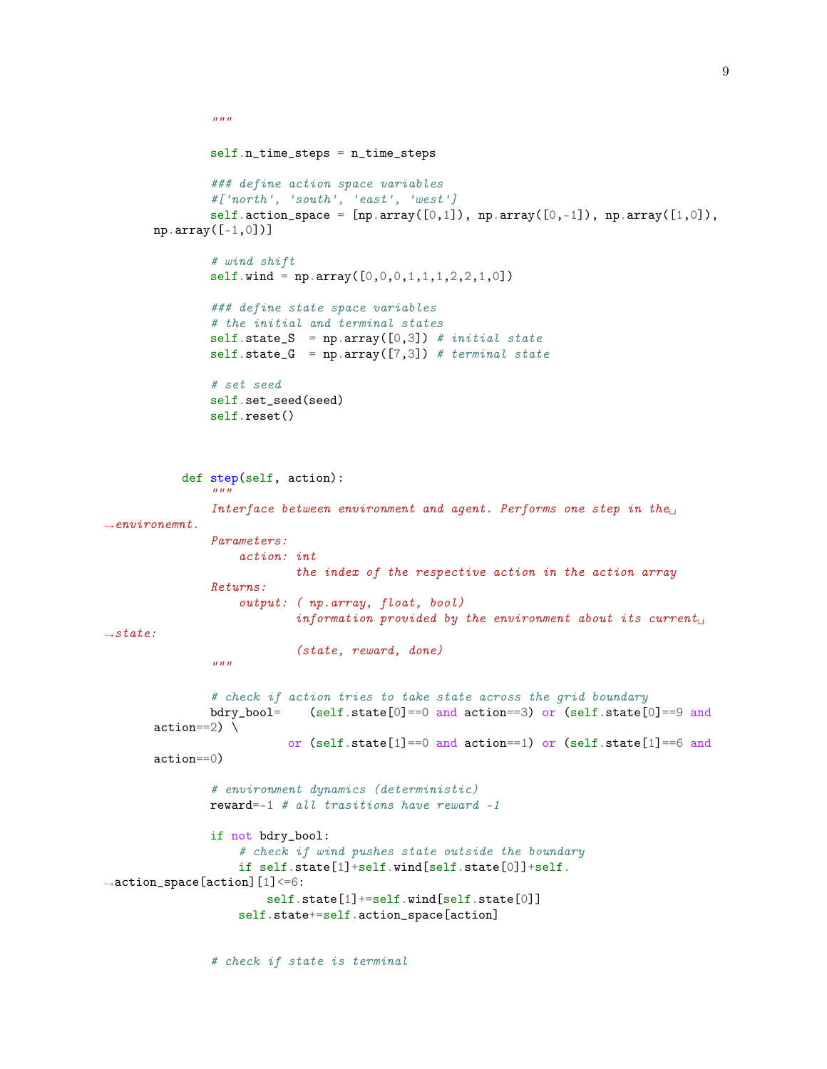```python
        """

        self.n_time_steps = n_time_steps

        ### define action space variables
        #['north', 'south', 'east', 'west']
        self.action_space = [np.array([0,1]), np.array([0,-1]), np.array([1,0]), np.array([-1,0])]

        # wind shift
        self.wind = np.array([0,0,0,1,1,1,2,2,1,0])

        ### define state space variables
        # the initial and terminal states
        self.state_S  = np.array([0,3]) # initial state
        self.state_G  = np.array([7,3]) # terminal state

        # set seed
        self.set_seed(seed)
        self.reset()



    def step(self, action):
        """
        Interface between environment and agent. Performs one step in the environemnt.
        Parameters:
            action: int
                    the index of the respective action in the action array
        Returns:
            output: ( np.array, float, bool)
                    information provided by the environment about its current state:
                    (state, reward, done)
        """

        # check if action tries to take state across the grid boundary
        bdry_bool=    (self.state[0]==0 and action==3) or (self.state[0]==9 and action==2) \
                   or (self.state[1]==0 and action==1) or (self.state[1]==6 and action==0)

        # environment dynamics (deterministic)
        reward=-1 # all trasitions have reward -1

        if not bdry_bool:
            # check if wind pushes state outside the boundary
            if self.state[1]+self.wind[self.state[0]]+self.action_space[action][1]<=6:
                self.state[1]+=self.wind[self.state[0]]
            self.state+=self.action_space[action]


        # check if state is terminal
```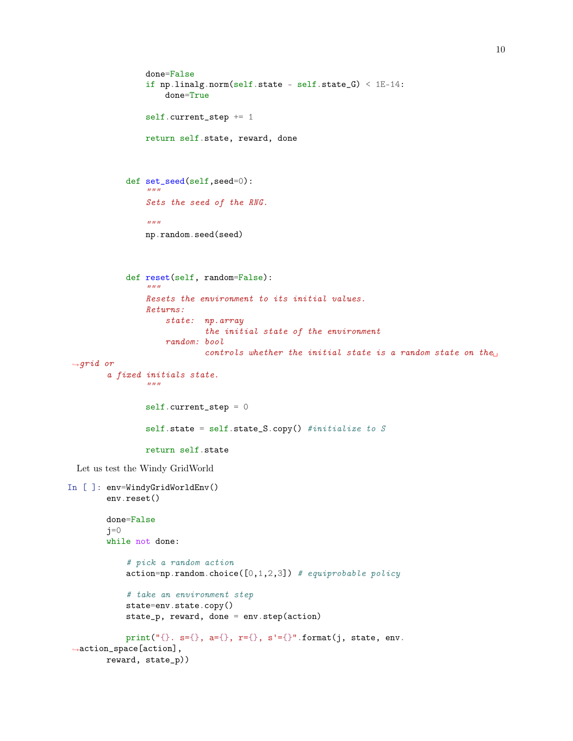```python
        done=False
        if np.linalg.norm(self.state - self.state_G) < 1E-14:
            done=True

        self.current_step += 1

        return self.state, reward, done



    def set_seed(self,seed=0):
        """
        Sets the seed of the RNG.

        """
        np.random.seed(seed)



    def reset(self, random=False):
        """
        Resets the environment to its initial values.
        Returns:
            state:  np.array
                    the initial state of the environment
            random: bool
                    controls whether the initial state is a random state on the␣
 ↪grid or
        a fixed initials state.
        """

        self.current_step = 0

        self.state = self.state_S.copy() #initialize to S

        return self.state
```

Let us test the Windy GridWorld

```python
env=WindyGridWorldEnv()
env.reset()

done=False
j=0
while not done:

    # pick a random action
    action=np.random.choice([0,1,2,3]) # equiprobable policy

    # take an environment step
    state=env.state.copy()
    state_p, reward, done = env.step(action)

    print("{}. s={}, a={}, r={}, s'={}".format(j, state, env.
 ↪action_space[action],
        reward, state_p))
```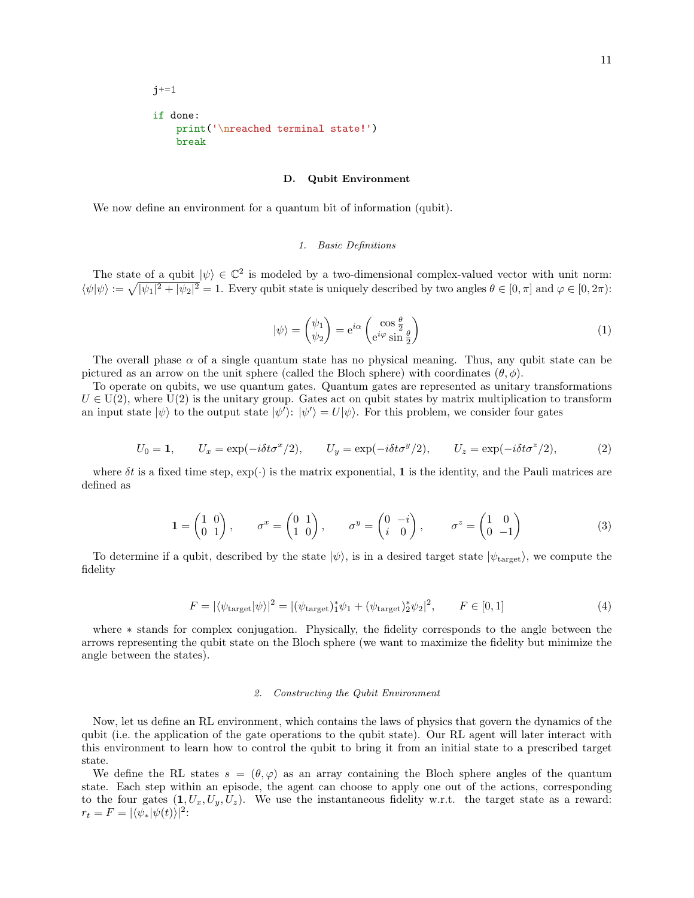```
j+=1

if done:
    print('\nreached terminal state!')
    break
```

### D. Qubit Environment

We now define an environment for a quantum bit of information (qubit).

#### 1. Basic Definitions

The state of a qubit $|\psi\rangle \in \mathbb{C}^2$ is modeled by a two-dimensional complex-valued vector with unit norm: $\langle\psi|\psi\rangle := \sqrt{|\psi_1|^2 + |\psi_2|^2} = 1$. Every qubit state is uniquely described by two angles $\theta \in [0, \pi]$ and $\varphi \in [0, 2\pi)$:

$$|\psi\rangle = \begin{pmatrix} \psi_1 \\ \psi_2 \end{pmatrix} = \mathrm{e}^{i\alpha} \begin{pmatrix} \cos\frac{\theta}{2} \\ \mathrm{e}^{i\varphi} \sin\frac{\theta}{2} \end{pmatrix} \tag{1}$$

The overall phase $\alpha$ of a single quantum state has no physical meaning. Thus, any qubit state can be pictured as an arrow on the unit sphere (called the Bloch sphere) with coordinates $(\theta, \phi)$.

To operate on qubits, we use quantum gates. Quantum gates are represented as unitary transformations $U \in \mathrm{U}(2)$, where $\mathrm{U}(2)$ is the unitary group. Gates act on qubit states by matrix multiplication to transform an input state $|\psi\rangle$ to the output state $|\psi'\rangle$: $|\psi'\rangle = U|\psi\rangle$. For this problem, we consider four gates

$$U_0 = \mathbf{1}, \qquad U_x = \exp(-i\delta t\sigma^x/2), \qquad U_y = \exp(-i\delta t\sigma^y/2), \qquad U_z = \exp(-i\delta t\sigma^z/2), \tag{2}$$

where $\delta t$ is a fixed time step, $\exp(\cdot)$ is the matrix exponential, $\mathbf{1}$ is the identity, and the Pauli matrices are defined as

$$\mathbf{1} = \begin{pmatrix} 1 & 0 \\ 0 & 1 \end{pmatrix}, \qquad \sigma^x = \begin{pmatrix} 0 & 1 \\ 1 & 0 \end{pmatrix}, \qquad \sigma^y = \begin{pmatrix} 0 & -i \\ i & 0 \end{pmatrix}, \qquad \sigma^z = \begin{pmatrix} 1 & 0 \\ 0 & -1 \end{pmatrix} \tag{3}$$

To determine if a qubit, described by the state $|\psi\rangle$, is in a desired target state $|\psi_{\text{target}}\rangle$, we compute the fidelity

$$F = |\langle\psi_{\text{target}}|\psi\rangle|^2 = |(\psi_{\text{target}})_1^*\psi_1 + (\psi_{\text{target}})_2^*\psi_2|^2, \qquad F \in [0, 1] \tag{4}$$

where $*$ stands for complex conjugation. Physically, the fidelity corresponds to the angle between the arrows representing the qubit state on the Bloch sphere (we want to maximize the fidelity but minimize the angle between the states).

#### 2. Constructing the Qubit Environment

Now, let us define an RL environment, which contains the laws of physics that govern the dynamics of the qubit (i.e. the application of the gate operations to the qubit state). Our RL agent will later interact with this environment to learn how to control the qubit to bring it from an initial state to a prescribed target state.

We define the RL states $s = (\theta, \varphi)$ as an array containing the Bloch sphere angles of the quantum state. Each step within an episode, the agent can choose to apply one out of the actions, corresponding to the four gates $(\mathbf{1}, U_x, U_y, U_z)$. We use the instantaneous fidelity w.r.t. the target state as a reward: $r_t = F = |\langle\psi_*|\psi(t)\rangle|^2$: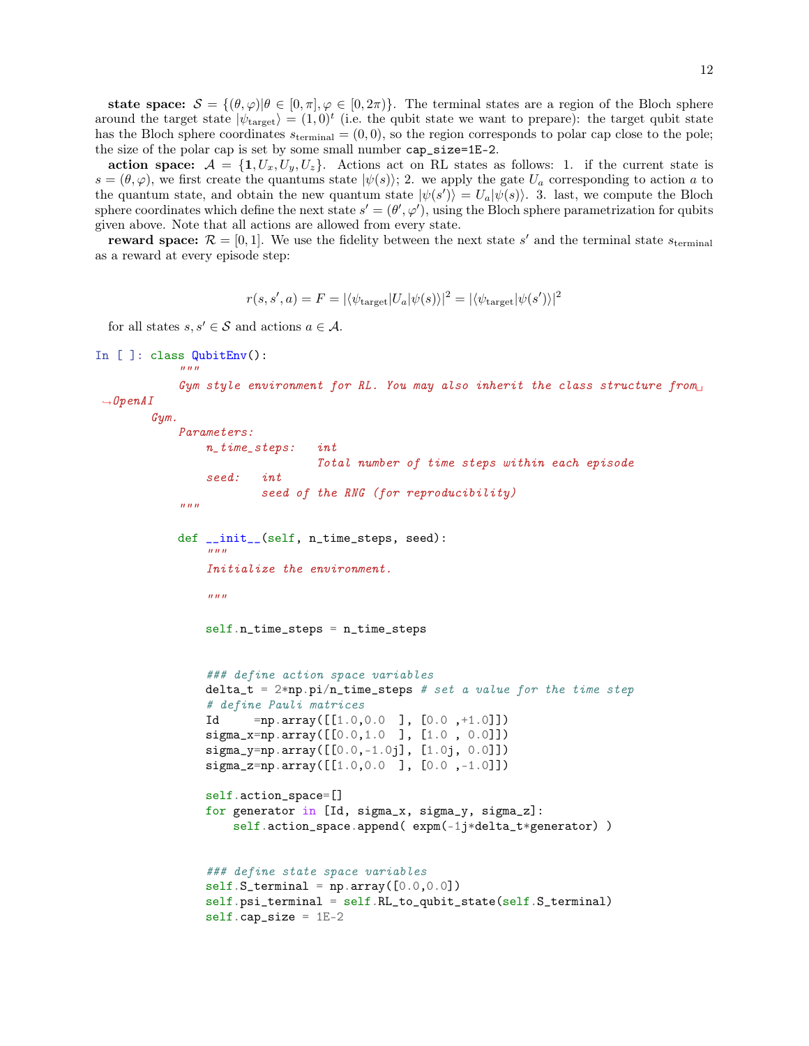**state space:** $\mathcal{S} = \{(\theta, \varphi) | \theta \in [0, \pi], \varphi \in [0, 2\pi)\}$. The terminal states are a region of the Bloch sphere around the target state $|\psi_{\text{target}}\rangle = (1, 0)^t$ (i.e. the qubit state we want to prepare): the target qubit state has the Bloch sphere coordinates $s_{\text{terminal}} = (0, 0)$, so the region corresponds to polar cap close to the pole; the size of the polar cap is set by some small number `cap_size=1E-2`.

**action space:** $\mathcal{A} = \{\mathbf{1}, U_x, U_y, U_z\}$. Actions act on RL states as follows: 1. if the current state is $s = (\theta, \varphi)$, we first create the quantums state $|\psi(s)\rangle$; 2. we apply the gate $U_a$ corresponding to action $a$ to the quantum state, and obtain the new quantum state $|\psi(s')\rangle = U_a|\psi(s)\rangle$. 3. last, we compute the Bloch sphere coordinates which define the next state $s' = (\theta', \varphi')$, using the Bloch sphere parametrization for qubits given above. Note that all actions are allowed from every state.

**reward space:** $\mathcal{R} = [0, 1]$. We use the fidelity between the next state $s'$ and the terminal state $s_{\text{terminal}}$ as a reward at every episode step:

$$r(s, s', a) = F = |\langle\psi_{\text{target}}|U_a|\psi(s)\rangle|^2 = |\langle\psi_{\text{target}}|\psi(s')\rangle|^2$$

for all states $s, s' \in \mathcal{S}$ and actions $a \in \mathcal{A}$.

In [ ]:
```python
class QubitEnv():
    """
    Gym style environment for RL. You may also inherit the class structure from OpenAI
    Gym.
    Parameters:
        n_time_steps:   int
                        Total number of time steps within each episode
        seed:   int
                seed of the RNG (for reproducibility)
    """

    def __init__(self, n_time_steps, seed):
        """
        Initialize the environment.

        """

        self.n_time_steps = n_time_steps


        ### define action space variables
        delta_t = 2*np.pi/n_time_steps # set a value for the time step
        # define Pauli matrices
        Id     =np.array([[1.0,0.0  ], [0.0 ,+1.0]])
        sigma_x=np.array([[0.0,1.0  ], [1.0 , 0.0]])
        sigma_y=np.array([[0.0,-1.0j], [1.0j, 0.0]])
        sigma_z=np.array([[1.0,0.0  ], [0.0 ,-1.0]])

        self.action_space=[]
        for generator in [Id, sigma_x, sigma_y, sigma_z]:
            self.action_space.append( expm(-1j*delta_t*generator) )


        ### define state space variables
        self.S_terminal = np.array([0.0,0.0])
        self.psi_terminal = self.RL_to_qubit_state(self.S_terminal)
        self.cap_size = 1E-2
```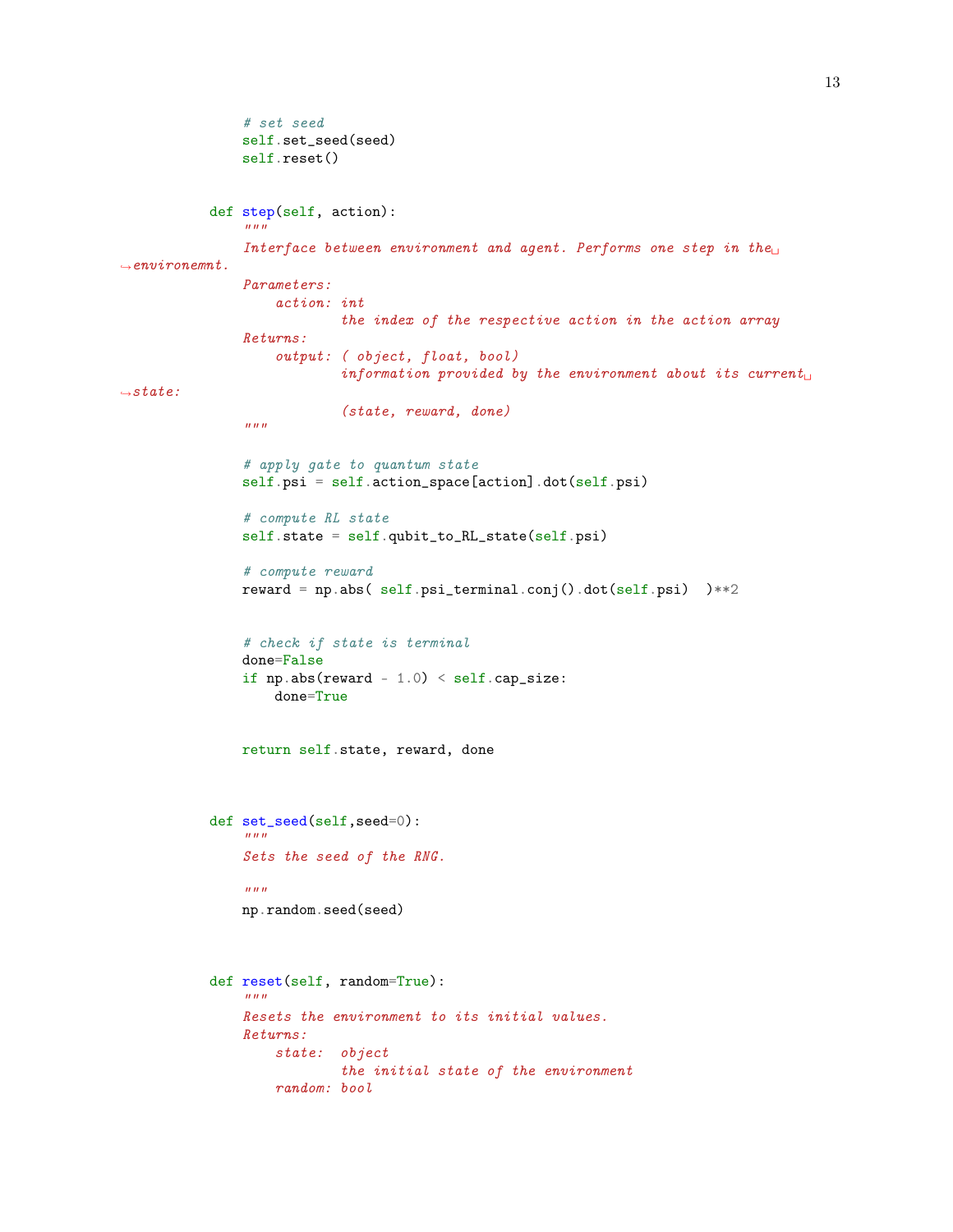```python
        # set seed
        self.set_seed(seed)
        self.reset()


    def step(self, action):
        """
        Interface between environment and agent. Performs one step in the environemnt.
        Parameters:
            action: int
                    the index of the respective action in the action array
        Returns:
            output: ( object, float, bool)
                    information provided by the environment about its current state:

                    (state, reward, done)
        """

        # apply gate to quantum state
        self.psi = self.action_space[action].dot(self.psi)

        # compute RL state
        self.state = self.qubit_to_RL_state(self.psi)

        # compute reward
        reward = np.abs( self.psi_terminal.conj().dot(self.psi)  )**2


        # check if state is terminal
        done=False
        if np.abs(reward - 1.0) < self.cap_size:
            done=True


        return self.state, reward, done



    def set_seed(self,seed=0):
        """
        Sets the seed of the RNG.

        """
        np.random.seed(seed)



    def reset(self, random=True):
        """
        Resets the environment to its initial values.
        Returns:
            state:  object
                    the initial state of the environment
            random: bool
```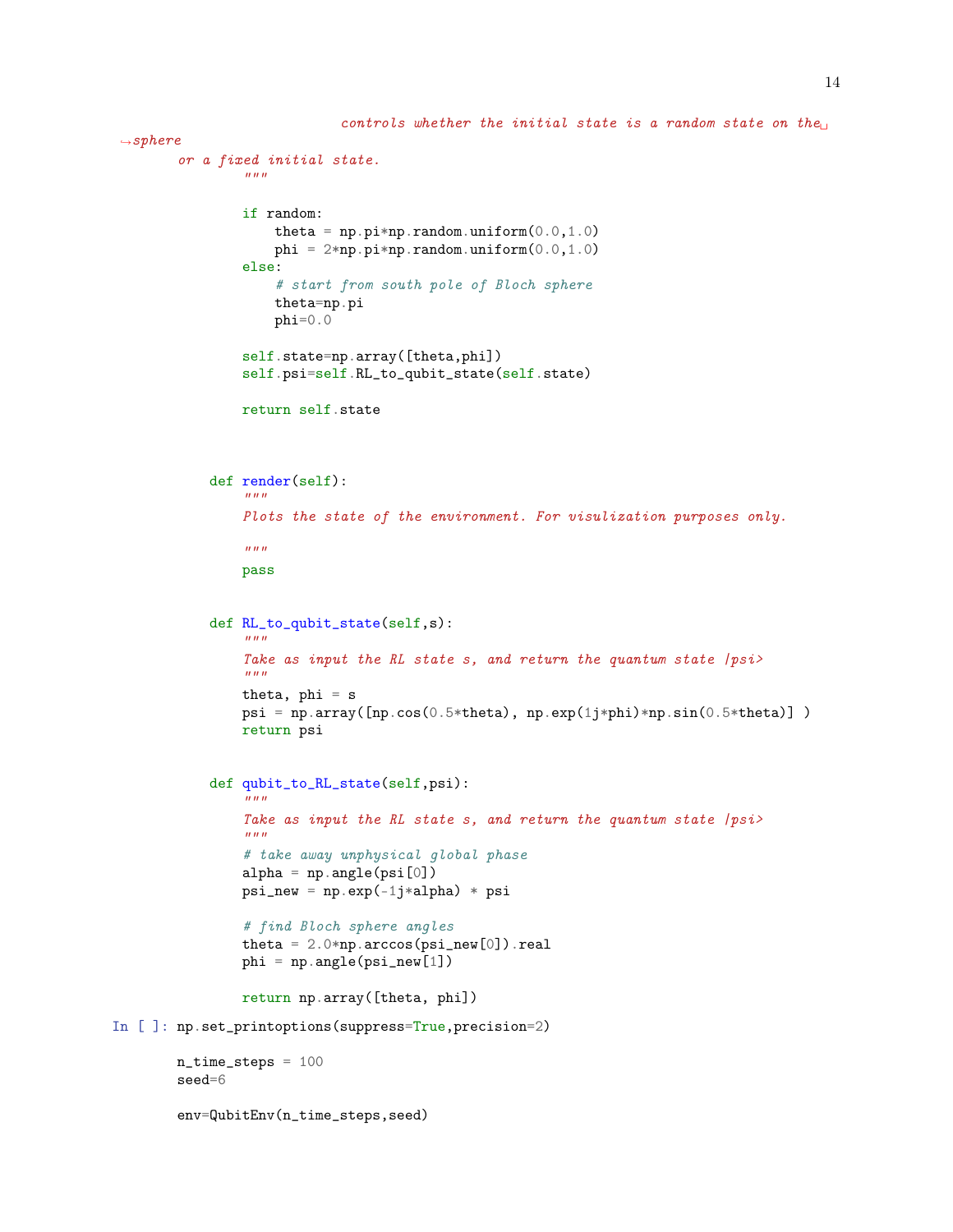```
                        controls whether the initial state is a random state on the
↪sphere
        or a fixed initial state.
        """

        if random:
            theta = np.pi*np.random.uniform(0.0,1.0)
            phi = 2*np.pi*np.random.uniform(0.0,1.0)
        else:
            # start from south pole of Bloch sphere
            theta=np.pi
            phi=0.0

        self.state=np.array([theta,phi])
        self.psi=self.RL_to_qubit_state(self.state)

        return self.state



    def render(self):
        """
        Plots the state of the environment. For visulization purposes only.

        """
        pass


    def RL_to_qubit_state(self,s):
        """
        Take as input the RL state s, and return the quantum state |psi>
        """
        theta, phi = s
        psi = np.array([np.cos(0.5*theta), np.exp(1j*phi)*np.sin(0.5*theta)] )
        return psi


    def qubit_to_RL_state(self,psi):
        """
        Take as input the RL state s, and return the quantum state |psi>
        """
        # take away unphysical global phase
        alpha = np.angle(psi[0])
        psi_new = np.exp(-1j*alpha) * psi

        # find Bloch sphere angles
        theta = 2.0*np.arccos(psi_new[0]).real
        phi = np.angle(psi_new[1])

        return np.array([theta, phi])
```

In [ ]:

```
np.set_printoptions(suppress=True,precision=2)

n_time_steps = 100
seed=6

env=QubitEnv(n_time_steps,seed)
```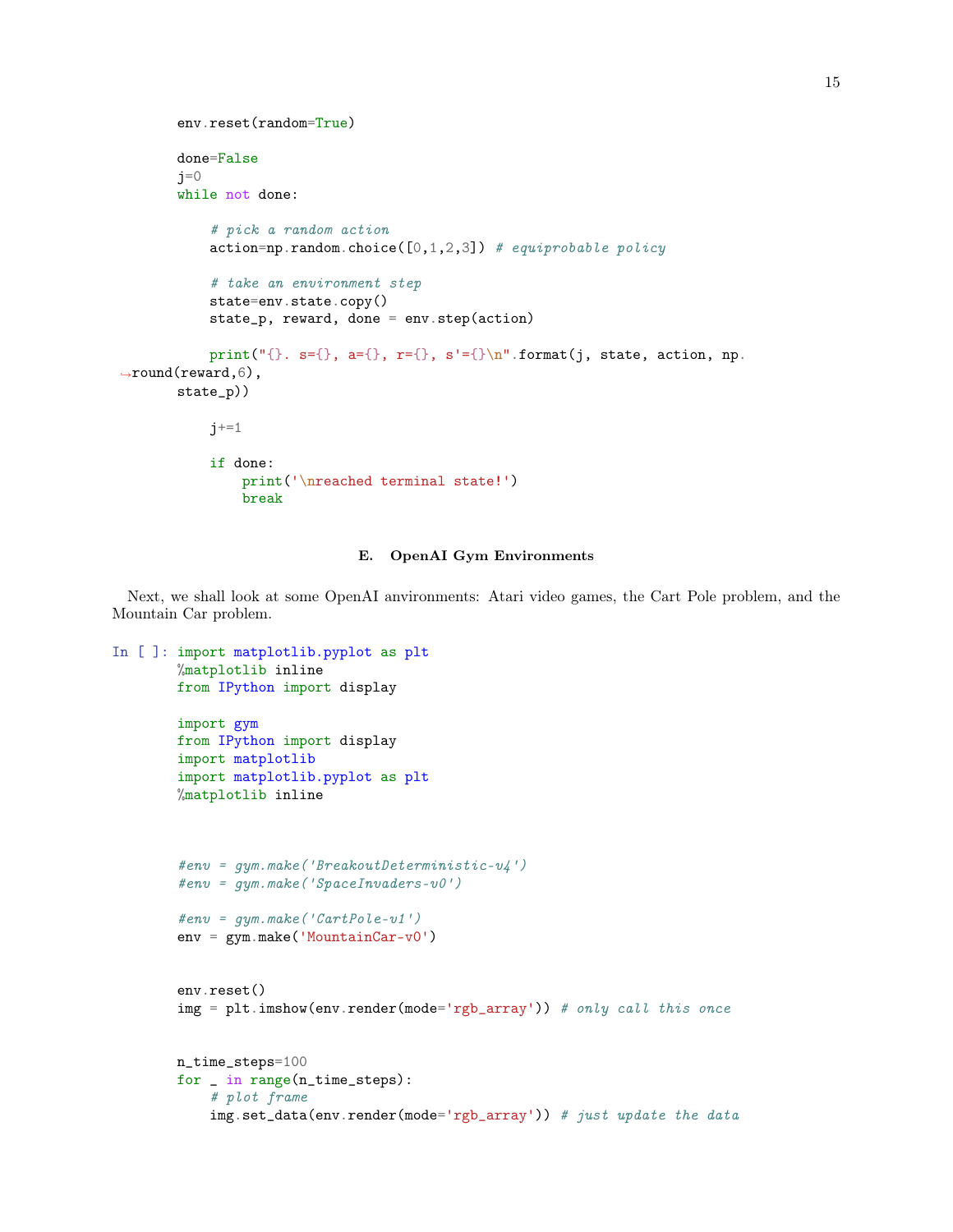```python
env.reset(random=True)

done=False
j=0
while not done:

    # pick a random action
    action=np.random.choice([0,1,2,3]) # equiprobable policy

    # take an environment step
    state=env.state.copy()
    state_p, reward, done = env.step(action)

    print("{}. s={}, a={}, r={}, s'={}\n".format(j, state, action, np.
↪round(reward,6),
state_p))

    j+=1

    if done:
        print('\nreached terminal state!')
        break
```

### E. OpenAI Gym Environments

Next, we shall look at some OpenAI environments: Atari video games, the Cart Pole problem, and the Mountain Car problem.

In [ ]:
```python
import matplotlib.pyplot as plt
%matplotlib inline
from IPython import display

import gym
from IPython import display
import matplotlib
import matplotlib.pyplot as plt
%matplotlib inline



#env = gym.make('BreakoutDeterministic-v4')
#env = gym.make('SpaceInvaders-v0')

#env = gym.make('CartPole-v1')
env = gym.make('MountainCar-v0')


env.reset()
img = plt.imshow(env.render(mode='rgb_array')) # only call this once


n_time_steps=100
for _ in range(n_time_steps):
    # plot frame
    img.set_data(env.render(mode='rgb_array')) # just update the data
```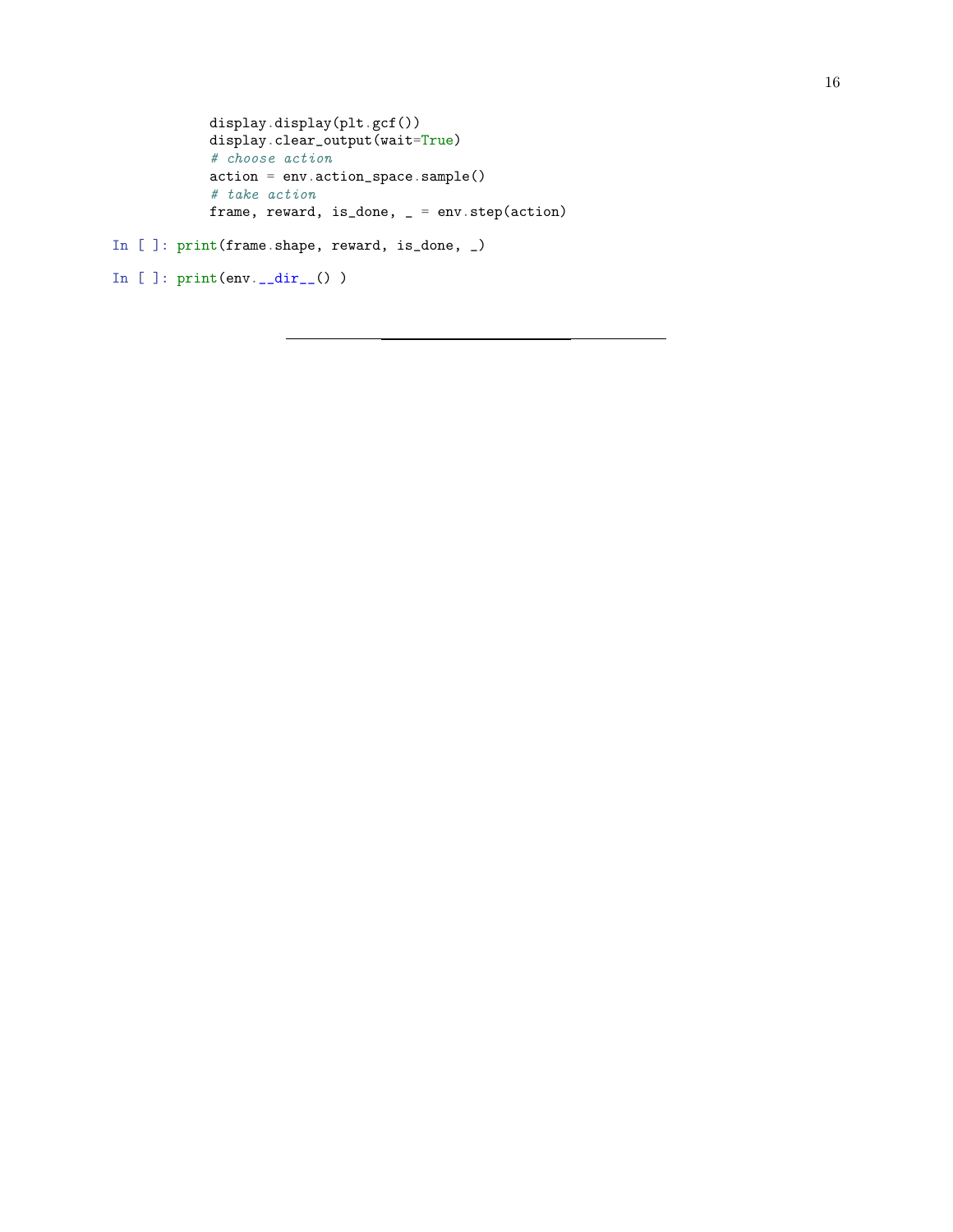```
        display.display(plt.gcf())
        display.clear_output(wait=True)
        # choose action
        action = env.action_space.sample()
        # take action
        frame, reward, is_done, _ = env.step(action)
```

In [ ]:
```
print(frame.shape, reward, is_done, _)
```

In [ ]:
```
print(env.__dir__() )
```